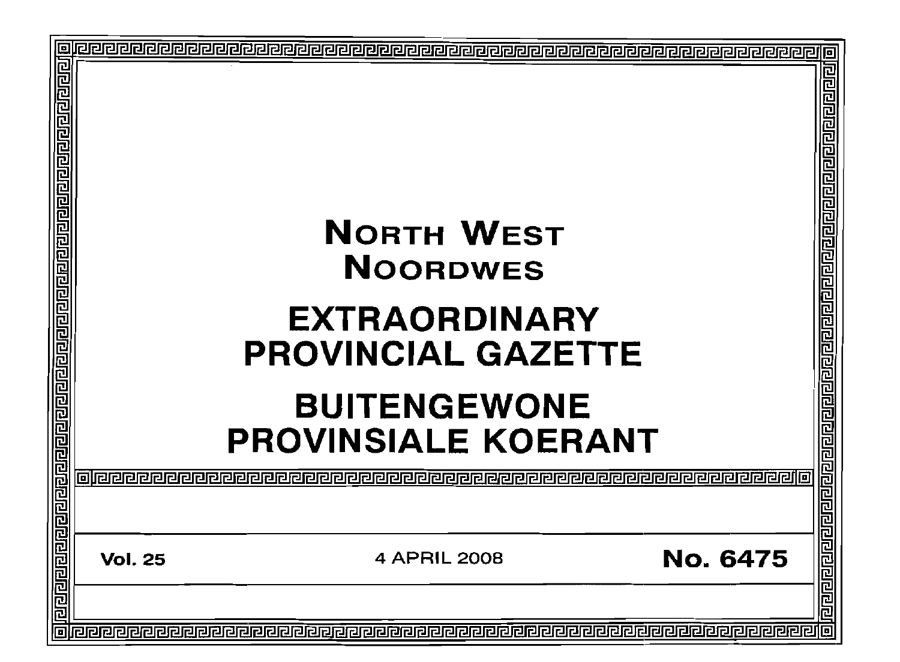# NORTH WEST
# NOORDWES

# EXTRAORDINARY PROVINCIAL GAZETTE

# BUITENGEWONE PROVINSIALE KOERANT

**Vol. 25** | 4 APRIL 2008 | **No. 6475**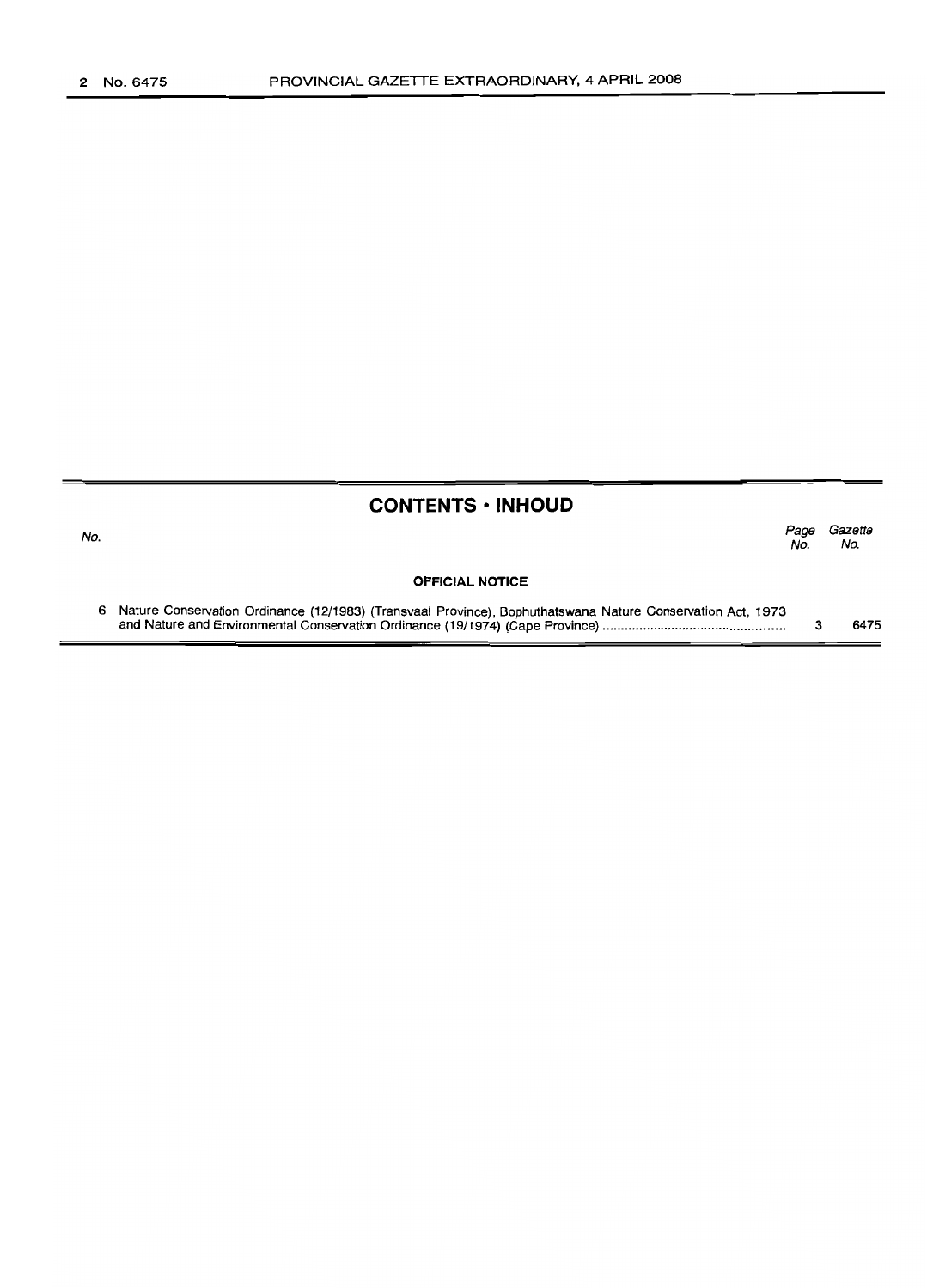## CONTENTS • INHOUD

| No. | | Page No. | Gazette No. |
|---|---|---|---|
| | **OFFICIAL NOTICE** | | |
| 6 | Nature Conservation Ordinance (12/1983) (Transvaal Province), Bophuthatswana Nature Conservation Act, 1973 and Nature and Environmental Conservation Ordinance (19/1974) (Cape Province) | 3 | 6475 |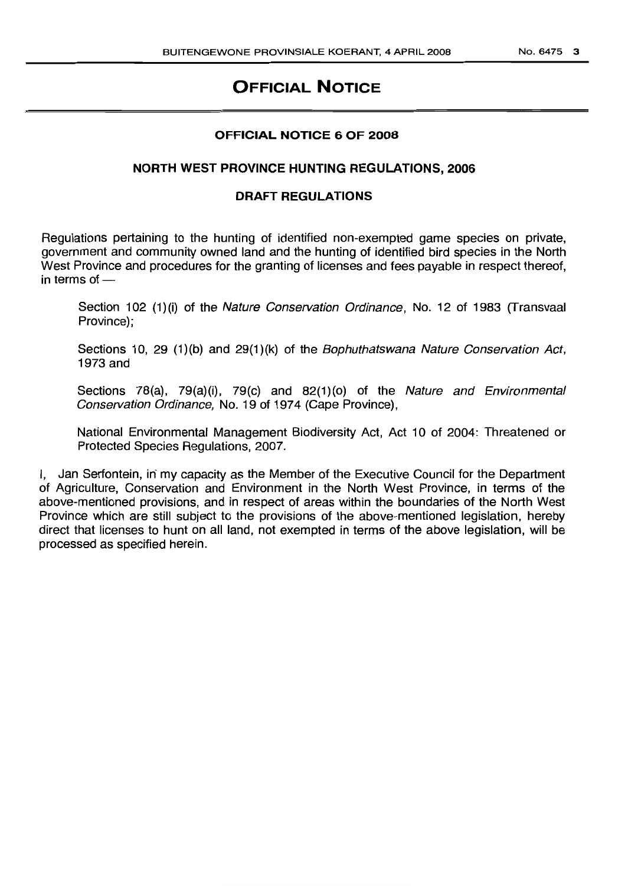# OFFICIAL NOTICE

## OFFICIAL NOTICE 6 OF 2008

### NORTH WEST PROVINCE HUNTING REGULATIONS, 2006

### DRAFT REGULATIONS

Regulations pertaining to the hunting of identified non-exempted game species on private, government and community owned land and the hunting of identified bird species in the North West Province and procedures for the granting of licenses and fees payable in respect thereof, in terms of —

Section 102 (1)(i) of the *Nature Conservation Ordinance*, No. 12 of 1983 (Transvaal Province);

Sections 10, 29 (1)(b) and 29(1)(k) of the *Bophuthatswana Nature Conservation Act*, 1973 and

Sections 78(a), 79(a)(i), 79(c) and 82(1)(o) of the *Nature and Environmental Conservation Ordinance,* No. 19 of 1974 (Cape Province),

National Environmental Management Biodiversity Act, Act 10 of 2004: Threatened or Protected Species Regulations, 2007.

I, Jan Serfontein, in my capacity as the Member of the Executive Council for the Department of Agriculture, Conservation and Environment in the North West Province, in terms of the above-mentioned provisions, and in respect of areas within the boundaries of the North West Province which are still subject to the provisions of the above-mentioned legislation, hereby direct that licenses to hunt on all land, not exempted in terms of the above legislation, will be processed as specified herein.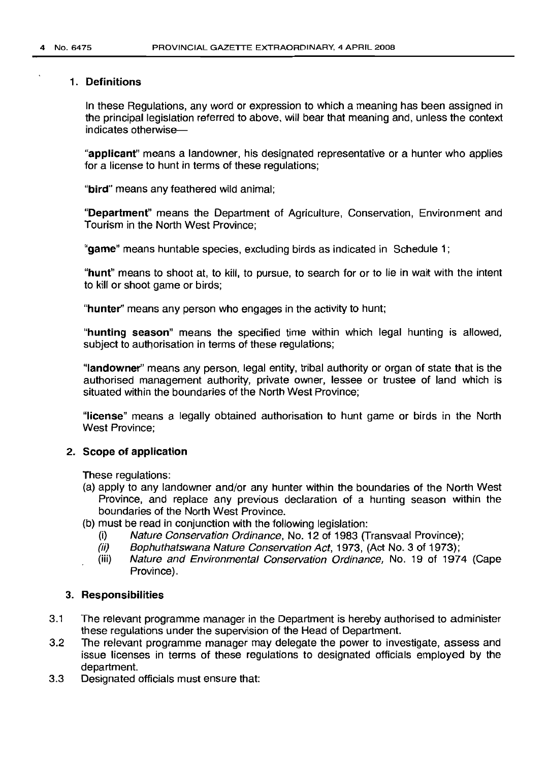## 1. Definitions

In these Regulations, any word or expression to which a meaning has been assigned in the principal legislation referred to above, will bear that meaning and, unless the context indicates otherwise—

"**applicant**" means a landowner, his designated representative or a hunter who applies for a license to hunt in terms of these regulations;

"**bird**" means any feathered wild animal;

"**Department**" means the Department of Agriculture, Conservation, Environment and Tourism in the North West Province;

"**game**" means huntable species, excluding birds as indicated in Schedule 1;

"**hunt**" means to shoot at, to kill, to pursue, to search for or to lie in wait with the intent to kill or shoot game or birds;

"**hunter**" means any person who engages in the activity to hunt;

"**hunting season**" means the specified time within which legal hunting is allowed, subject to authorisation in terms of these regulations;

"**landowner**" means any person, legal entity, tribal authority or organ of state that is the authorised management authority, private owner, lessee or trustee of land which is situated within the boundaries of the North West Province;

"**license**" means a legally obtained authorisation to hunt game or birds in the North West Province;

## 2. Scope of application

These regulations:

(a) apply to any landowner and/or any hunter within the boundaries of the North West Province, and replace any previous declaration of a hunting season within the boundaries of the North West Province.

(b) must be read in conjunction with the following legislation:

  (i) *Nature Conservation Ordinance*, No. 12 of 1983 (Transvaal Province);

  (ii) *Bophuthatswana Nature Conservation Act*, 1973, (Act No. 3 of 1973);

  (iii) *Nature and Environmental Conservation Ordinance*, No. 19 of 1974 (Cape Province).

## 3. Responsibilities

3.1 The relevant programme manager in the Department is hereby authorised to administer these regulations under the supervision of the Head of Department.

3.2 The relevant programme manager may delegate the power to investigate, assess and issue licenses in terms of these regulations to designated officials employed by the department.

3.3 Designated officials must ensure that: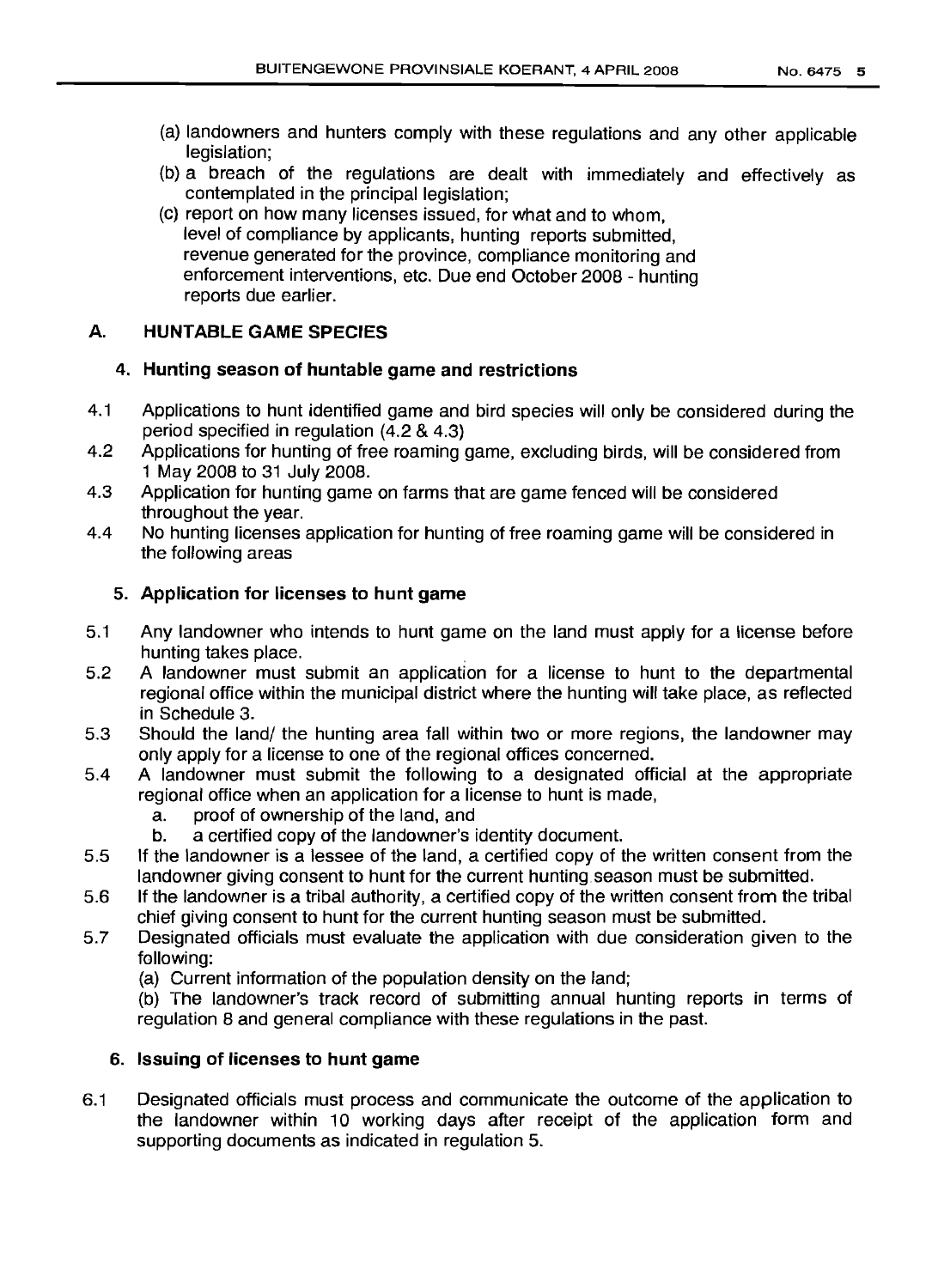(a) landowners and hunters comply with these regulations and any other applicable legislation;

(b) a breach of the regulations are dealt with immediately and effectively as contemplated in the principal legislation;

(c) report on how many licenses issued, for what and to whom, level of compliance by applicants, hunting reports submitted, revenue generated for the province, compliance monitoring and enforcement interventions, etc. Due end October 2008 - hunting reports due earlier.

## A. HUNTABLE GAME SPECIES

### 4. Hunting season of huntable game and restrictions

4.1 Applications to hunt identified game and bird species will only be considered during the period specified in regulation (4.2 & 4.3)

4.2 Applications for hunting of free roaming game, excluding birds, will be considered from 1 May 2008 to 31 July 2008.

4.3 Application for hunting game on farms that are game fenced will be considered throughout the year.

4.4 No hunting licenses application for hunting of free roaming game will be considered in the following areas

### 5. Application for licenses to hunt game

5.1 Any landowner who intends to hunt game on the land must apply for a license before hunting takes place.

5.2 A landowner must submit an application for a license to hunt to the departmental regional office within the municipal district where the hunting will take place, as reflected in Schedule 3.

5.3 Should the land/ the hunting area fall within two or more regions, the landowner may only apply for a license to one of the regional offices concerned.

5.4 A landowner must submit the following to a designated official at the appropriate regional office when an application for a license to hunt is made,

a. proof of ownership of the land, and

b. a certified copy of the landowner's identity document.

5.5 If the landowner is a lessee of the land, a certified copy of the written consent from the landowner giving consent to hunt for the current hunting season must be submitted.

5.6 If the landowner is a tribal authority, a certified copy of the written consent from the tribal chief giving consent to hunt for the current hunting season must be submitted.

5.7 Designated officials must evaluate the application with due consideration given to the following:

(a) Current information of the population density on the land;

(b) The landowner's track record of submitting annual hunting reports in terms of regulation 8 and general compliance with these regulations in the past.

### 6. Issuing of licenses to hunt game

6.1 Designated officials must process and communicate the outcome of the application to the landowner within 10 working days after receipt of the application form and supporting documents as indicated in regulation 5.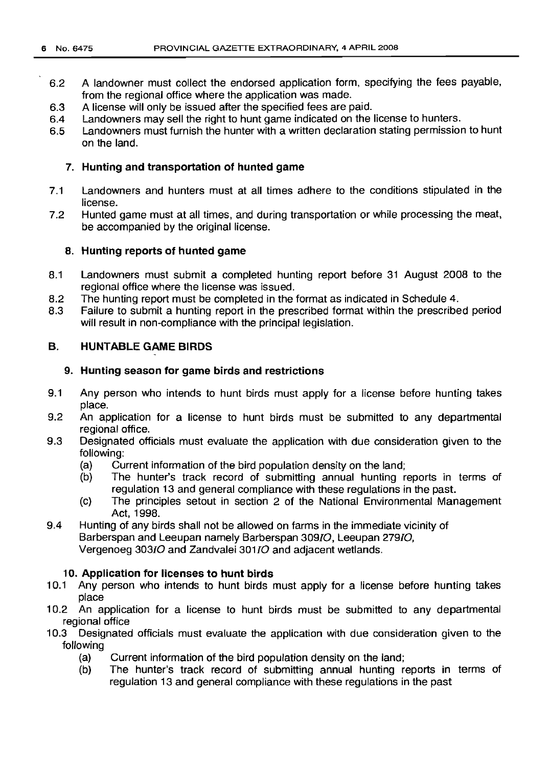6.2 A landowner must collect the endorsed application form, specifying the fees payable, from the regional office where the application was made.
6.3 A license will only be issued after the specified fees are paid.
6.4 Landowners may sell the right to hunt game indicated on the license to hunters.
6.5 Landowners must furnish the hunter with a written declaration stating permission to hunt on the land.

### 7. Hunting and transportation of hunted game

7.1 Landowners and hunters must at all times adhere to the conditions stipulated in the license.
7.2 Hunted game must at all times, and during transportation or while processing the meat, be accompanied by the original license.

### 8. Hunting reports of hunted game

8.1 Landowners must submit a completed hunting report before 31 August 2008 to the regional office where the license was issued.
8.2 The hunting report must be completed in the format as indicated in Schedule 4.
8.3 Failure to submit a hunting report in the prescribed format within the prescribed period will result in non-compliance with the principal legislation.

## B. HUNTABLE GAME BIRDS

### 9. Hunting season for game birds and restrictions

9.1 Any person who intends to hunt birds must apply for a license before hunting takes place.
9.2 An application for a license to hunt birds must be submitted to any departmental regional office.
9.3 Designated officials must evaluate the application with due consideration given to the following:
   (a) Current information of the bird population density on the land;
   (b) The hunter's track record of submitting annual hunting reports in terms of regulation 13 and general compliance with these regulations in the past.
   (c) The principles setout in section 2 of the National Environmental Management Act, 1998.
9.4 Hunting of any birds shall not be allowed on farms in the immediate vicinity of Barberspan and Leeupan namely Barberspan 309*IO*, Leeupan 279*IO*, Vergenoeg 303*IO* and Zandvalei 301*IO* and adjacent wetlands.

### 10. Application for licenses to hunt birds

10.1 Any person who intends to hunt birds must apply for a license before hunting takes place
10.2 An application for a license to hunt birds must be submitted to any departmental regional office
10.3 Designated officials must evaluate the application with due consideration given to the following
   (a) Current information of the bird population density on the land;
   (b) The hunter's track record of submitting annual hunting reports in terms of regulation 13 and general compliance with these regulations in the past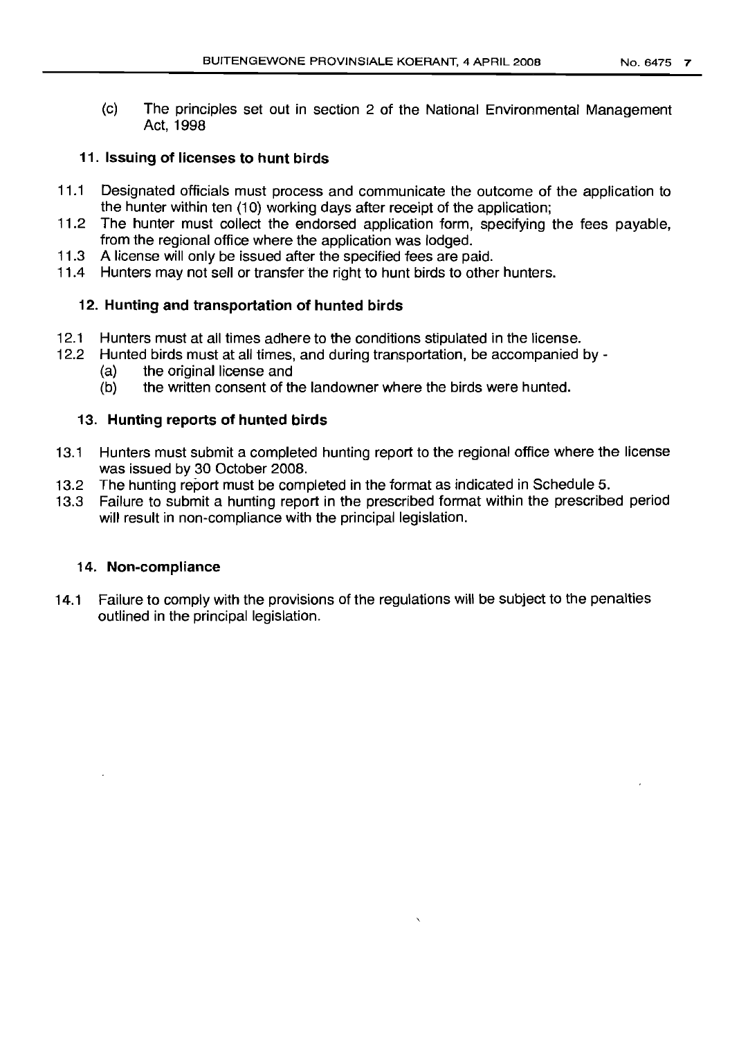(c) The principles set out in section 2 of the National Environmental Management Act, 1998

### 11. Issuing of licenses to hunt birds

11.1 Designated officials must process and communicate the outcome of the application to the hunter within ten (10) working days after receipt of the application;

11.2 The hunter must collect the endorsed application form, specifying the fees payable, from the regional office where the application was lodged.

11.3 A license will only be issued after the specified fees are paid.

11.4 Hunters may not sell or transfer the right to hunt birds to other hunters.

### 12. Hunting and transportation of hunted birds

12.1 Hunters must at all times adhere to the conditions stipulated in the license.

12.2 Hunted birds must at all times, and during transportation, be accompanied by -

(a) the original license and

(b) the written consent of the landowner where the birds were hunted.

### 13. Hunting reports of hunted birds

13.1 Hunters must submit a completed hunting report to the regional office where the license was issued by 30 October 2008.

13.2 The hunting report must be completed in the format as indicated in Schedule 5.

13.3 Failure to submit a hunting report in the prescribed format within the prescribed period will result in non-compliance with the principal legislation.

### 14. Non-compliance

14.1 Failure to comply with the provisions of the regulations will be subject to the penalties outlined in the principal legislation.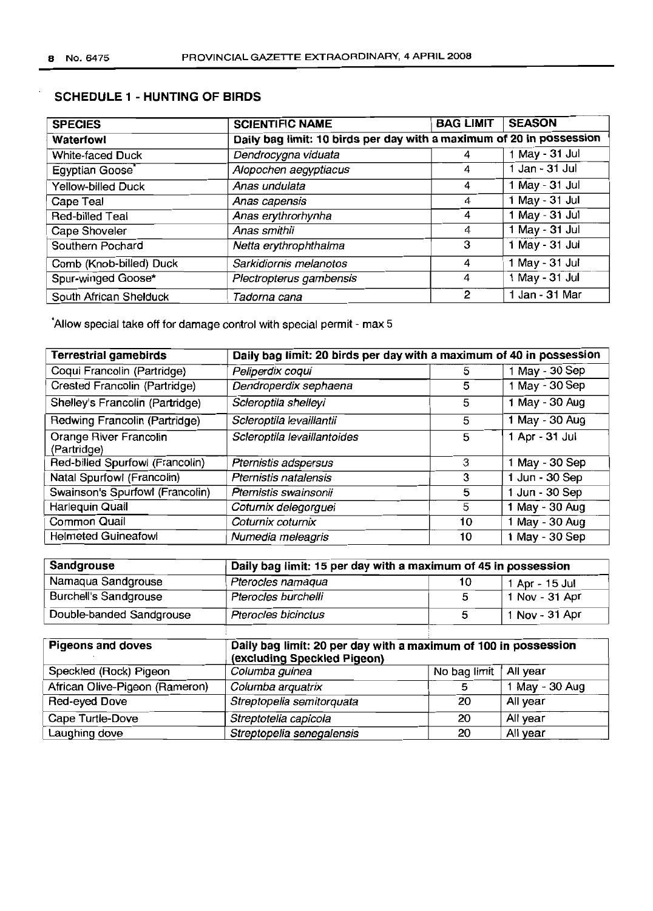## SCHEDULE 1 - HUNTING OF BIRDS

| SPECIES | SCIENTIFIC NAME | BAG LIMIT | SEASON |
|---|---|---|---|
| **Waterfowl** | **Daily bag limit: 10 birds per day with a maximum of 20 in possession** | | |
| White-faced Duck | *Dendrocygna viduata* | 4 | 1 May - 31 Jul |
| Egyptian Goose* | *Alopochen aegyptiacus* | 4 | 1 Jan - 31 Jul |
| Yellow-billed Duck | *Anas undulata* | 4 | 1 May - 31 Jul |
| Cape Teal | *Anas capensis* | 4 | 1 May - 31 Jul |
| Red-billed Teal | *Anas erythrorhynha* | 4 | 1 May - 31 Jul |
| Cape Shoveler | *Anas smithii* | 4 | 1 May - 31 Jul |
| Southern Pochard | *Netta erythrophthalma* | 3 | 1 May - 31 Jul |
| Comb (Knob-billed) Duck | *Sarkidiornis melanotos* | 4 | 1 May - 31 Jul |
| Spur-winged Goose* | *Plectropterus gambensis* | 4 | 1 May - 31 Jul |
| South African Shelduck | *Tadorna cana* | 2 | 1 Jan - 31 Mar |

*Allow special take off for damage control with special permit - max 5

| **Terrestrial gamebirds** | **Daily bag limit: 20 birds per day with a maximum of 40 in possession** | | |
|---|---|---|---|
| Coqui Francolin (Partridge) | *Peliperdix coqui* | 5 | 1 May - 30 Sep |
| Crested Francolin (Partridge) | *Dendroperdix sephaena* | 5 | 1 May - 30 Sep |
| Shelley's Francolin (Partridge) | *Scleroptila shelleyi* | 5 | 1 May - 30 Aug |
| Redwing Francolin (Partridge) | *Scleroptila levaillantii* | 5 | 1 May - 30 Aug |
| Orange River Francolin (Partridge) | *Scleroptila levaillantoides* | 5 | 1 Apr - 31 Jul |
| Red-billed Spurfowl (Francolin) | *Pternistis adspersus* | 3 | 1 May - 30 Sep |
| Natal Spurfowl (Francolin) | *Pternistis natalensis* | 3 | 1 Jun - 30 Sep |
| Swainson's Spurfowl (Francolin) | *Pternistis swainsonii* | 5 | 1 Jun - 30 Sep |
| Harlequin Quail | *Coturnix delegorguei* | 5 | 1 May - 30 Aug |
| Common Quail | *Coturnix coturnix* | 10 | 1 May - 30 Aug |
| Helmeted Guineafowl | *Numedia meleagris* | 10 | 1 May - 30 Sep |

| **Sandgrouse** | **Daily bag limit: 15 per day with a maximum of 45 in possession** | | |
|---|---|---|---|
| Namaqua Sandgrouse | *Pterocles namaqua* | 10 | 1 Apr - 15 Jul |
| Burchell's Sandgrouse | *Pterocles burchelli* | 5 | 1 Nov - 31 Apr |
| Double-banded Sandgrouse | *Pterocles bicinctus* | 5 | 1 Nov - 31 Apr |

| **Pigeons and doves** | **Daily bag limit: 20 per day with a maximum of 100 in possession (excluding Speckled Pigeon)** | | |
|---|---|---|---|
| Speckled (Rock) Pigeon | *Columba guinea* | No bag limit | All year |
| African Olive-Pigeon (Rameron) | *Columba arquatrix* | 5 | 1 May - 30 Aug |
| Red-eyed Dove | *Streptopelia semitorquata* | 20 | All year |
| Cape Turtle-Dove | *Streptotelia capicola* | 20 | All year |
| Laughing dove | *Streptopelia senegalensis* | 20 | All year |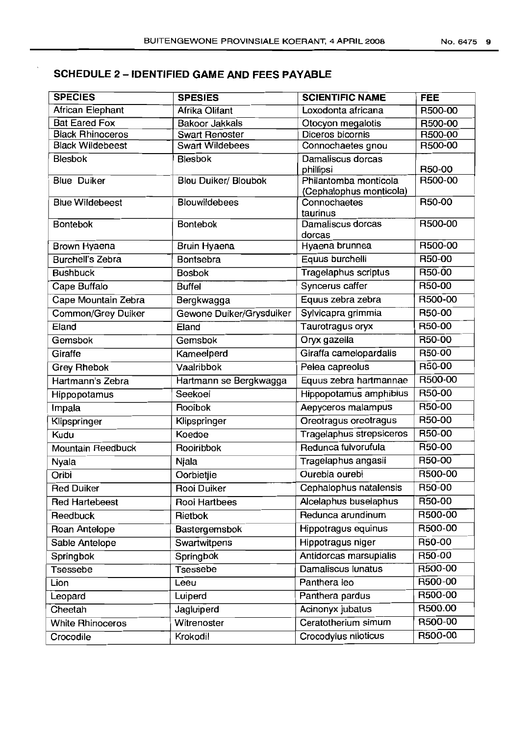## SCHEDULE 2 – IDENTIFIED GAME AND FEES PAYABLE

| SPECIES | SPESIES | SCIENTIFIC NAME | FEE |
|---|---|---|---|
| African Elephant | Afrika Olifant | Loxodonta africana | R500-00 |
| Bat Eared Fox | Bakoor Jakkals | Otocyon megalotis | R500-00 |
| Black Rhinoceros | Swart Renoster | Diceros bicornis | R500-00 |
| Black Wildebeest | Swart Wildebees | Connochaetes gnou | R500-00 |
| Blesbok | Blesbok | Damaliscus dorcas phillipsi | R50-00 |
| Blue Duiker | Blou Duiker/ Bloubok | Philantomba monticola (Cephalophus monticola) | R500-00 |
| Blue Wildebeest | Blouwildebees | Connochaetes taurinus | R50-00 |
| Bontebok | Bontebok | Damaliscus dorcas dorcas | R500-00 |
| Brown Hyaena | Bruin Hyaena | Hyaena brunnea | R500-00 |
| Burchell's Zebra | Bontsebra | Equus burchelli | R50-00 |
| Bushbuck | Bosbok | Tragelaphus scriptus | R50-00 |
| Cape Buffalo | Buffel | Syncerus caffer | R50-00 |
| Cape Mountain Zebra | Bergkwagga | Equus zebra zebra | R500-00 |
| Common/Grey Duiker | Gewone Duiker/Grysduiker | Sylvicapra grimmia | R50-00 |
| Eland | Eland | Taurotragus oryx | R50-00 |
| Gemsbok | Gemsbok | Oryx gazella | R50-00 |
| Giraffe | Kameelperd | Giraffa camelopardalis | R50-00 |
| Grey Rhebok | Vaalribbok | Pelea capreolus | R50-00 |
| Hartmann's Zebra | Hartmann se Bergkwagga | Equus zebra hartmannae | R500-00 |
| Hippopotamus | Seekoei | Hippopotamus amphibius | R50-00 |
| Impala | Rooibok | Aepyceros malampus | R50-00 |
| Klipspringer | Klipspringer | Oreotragus oreotragus | R50-00 |
| Kudu | Koedoe | Tragelaphus strepsiceros | R50-00 |
| Mountain Reedbuck | Rooiribbok | Redunca fulvorufula | R50-00 |
| Nyala | Njala | Tragelaphus angasii | R50-00 |
| Oribi | Oorbietjie | Ourebia ourebi | R500-00 |
| Red Duiker | Rooi Duiker | Cephalophus natalensis | R50-00 |
| Red Hartebeest | Rooi Hartbees | Alcelaphus buselaphus | R50-00 |
| Reedbuck | Rietbok | Redunca arundinum | R500-00 |
| Roan Antelope | Bastergemsbok | Hippotragus equinus | R500-00 |
| Sable Antelope | Swartwitpens | Hippotragus niger | R50-00 |
| Springbok | Springbok | Antidorcas marsupialis | R50-00 |
| Tsessebe | Tsessebe | Damaliscus lunatus | R500-00 |
| Lion | Leeu | Panthera leo | R500-00 |
| Leopard | Luiperd | Panthera pardus | R500-00 |
| Cheetah | Jagluiperd | Acinonyx jubatus | R500.00 |
| White Rhinoceros | Witrenoster | Ceratotherium simum | R500-00 |
| Crocodile | Krokodil | Crocodylus niloticus | R500-00 |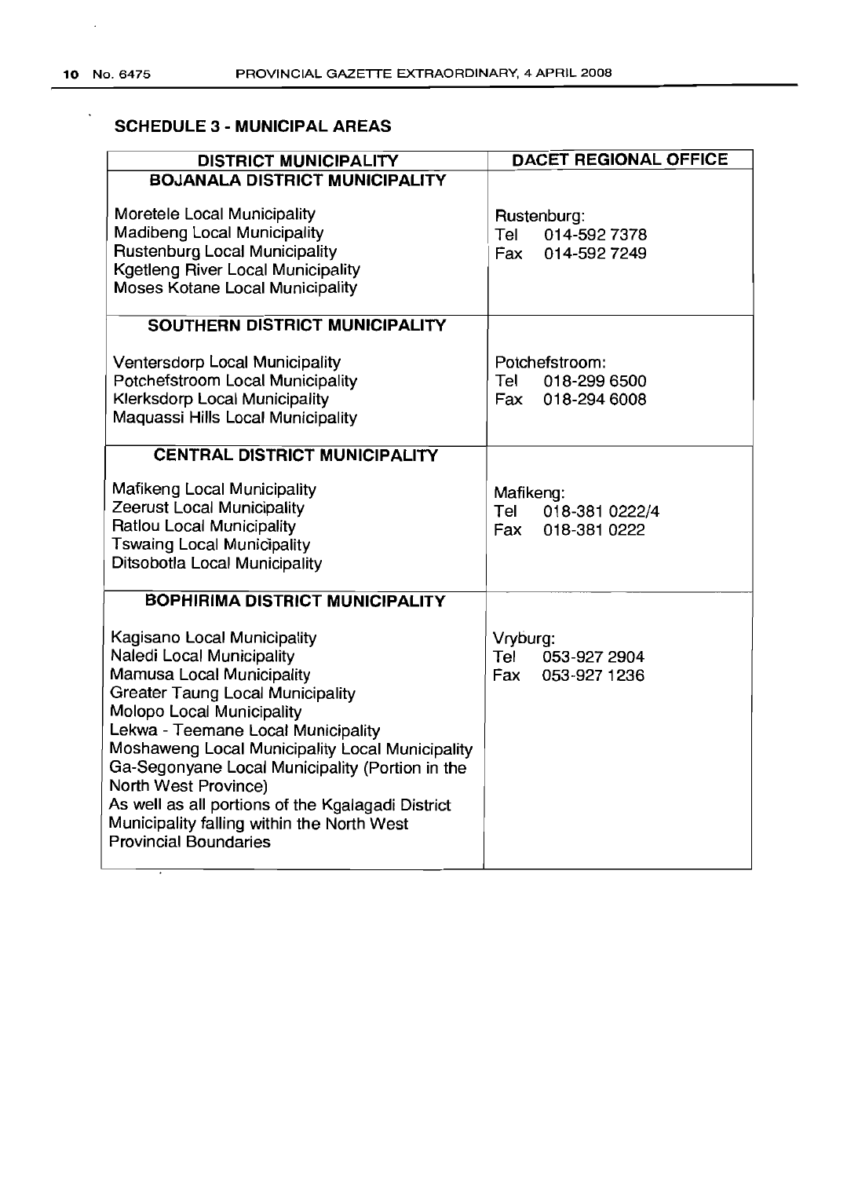## SCHEDULE 3 - MUNICIPAL AREAS

| DISTRICT MUNICIPALITY | DACET REGIONAL OFFICE |
|---|---|
| **BOJANALA DISTRICT MUNICIPALITY**<br><br>Moretele Local Municipality<br>Madibeng Local Municipality<br>Rustenburg Local Municipality<br>Kgetleng River Local Municipality<br>Moses Kotane Local Municipality | Rustenburg:<br>Tel 014-592 7378<br>Fax 014-592 7249 |
| **SOUTHERN DISTRICT MUNICIPALITY**<br><br>Ventersdorp Local Municipality<br>Potchefstroom Local Municipality<br>Klerksdorp Local Municipality<br>Maquassi Hills Local Municipality | Potchefstroom:<br>Tel 018-299 6500<br>Fax 018-294 6008 |
| **CENTRAL DISTRICT MUNICIPALITY**<br><br>Mafikeng Local Municipality<br>Zeerust Local Municipality<br>Ratlou Local Municipality<br>Tswaing Local Municipality<br>Ditsobotla Local Municipality | Mafikeng:<br>Tel 018-381 0222/4<br>Fax 018-381 0222 |
| **BOPHIRIMA DISTRICT MUNICIPALITY**<br><br>Kagisano Local Municipality<br>Naledi Local Municipality<br>Mamusa Local Municipality<br>Greater Taung Local Municipality<br>Molopo Local Municipality<br>Lekwa - Teemane Local Municipality<br>Moshaweng Local Municipality Local Municipality<br>Ga-Segonyane Local Municipality (Portion in the North West Province)<br>As well as all portions of the Kgalagadi District Municipality falling within the North West Provincial Boundaries | Vryburg:<br>Tel 053-927 2904<br>Fax 053-927 1236 |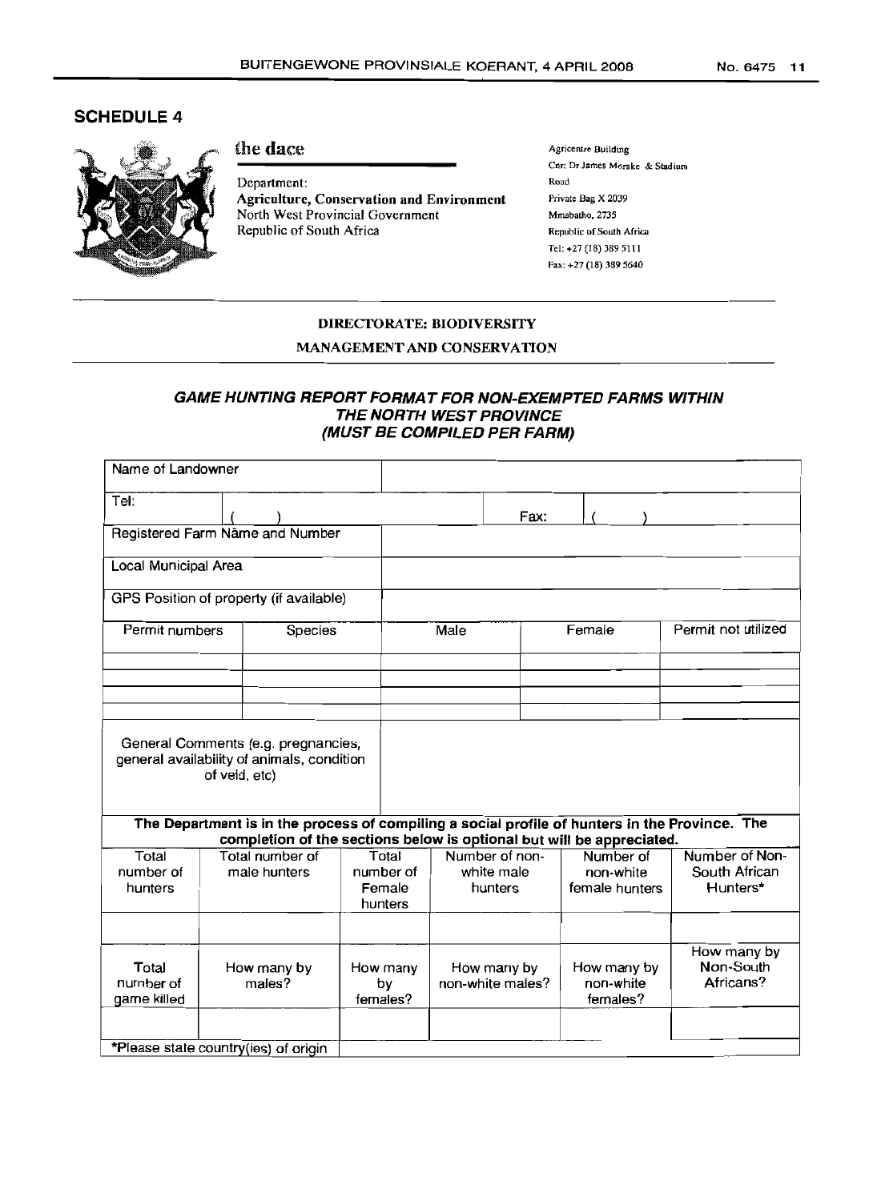## SCHEDULE 4

**the dace**

Department:
**Agriculture, Conservation and Environment**
North West Provincial Government
Republic of South Africa

Agricentre Building
Cnr: Dr James Moroka & Stadium Road
Private Bag X 2039
Mmabatho, 2735
Republic of South Africa
Tel: +27 (18) 389 5111
Fax: +27 (18) 389 5640

**DIRECTORATE: BIODIVERSITY MANAGEMENT AND CONSERVATION**

### *GAME HUNTING REPORT FORMAT FOR NON-EXEMPTED FARMS WITHIN THE NORTH WEST PROVINCE (MUST BE COMPILED PER FARM)*

| Name of Landowner | | | |
|---|---|---|---|
| Tel: ( ) | | Fax: ( ) | |
| Registered Farm Name and Number | | | |
| Local Municipal Area | | | |
| GPS Position of property (if available) | | | |

| Permit numbers | Species | Male | Female | Permit not utilized |
|---|---|---|---|---|
| | | | | |
| | | | | |
| | | | | |
| | | | | |

| General Comments (e.g. pregnancies, general availability of animals, condition of veld, etc) | |
|---|---|

**The Department is in the process of compiling a social profile of hunters in the Province. The completion of the sections below is optional but will be appreciated.**

| Total number of hunters | Total number of male hunters | Total number of Female hunters | Number of non-white male hunters | Number of non-white female hunters | Number of Non-South African Hunters* |
|---|---|---|---|---|---|
| | | | | | |
| **Total number of game killed** | **How many by males?** | **How many by females?** | **How many by non-white males?** | **How many by non-white females?** | **How many by Non-South Africans?** |
| | | | | | |

*Please state country(ies) of origin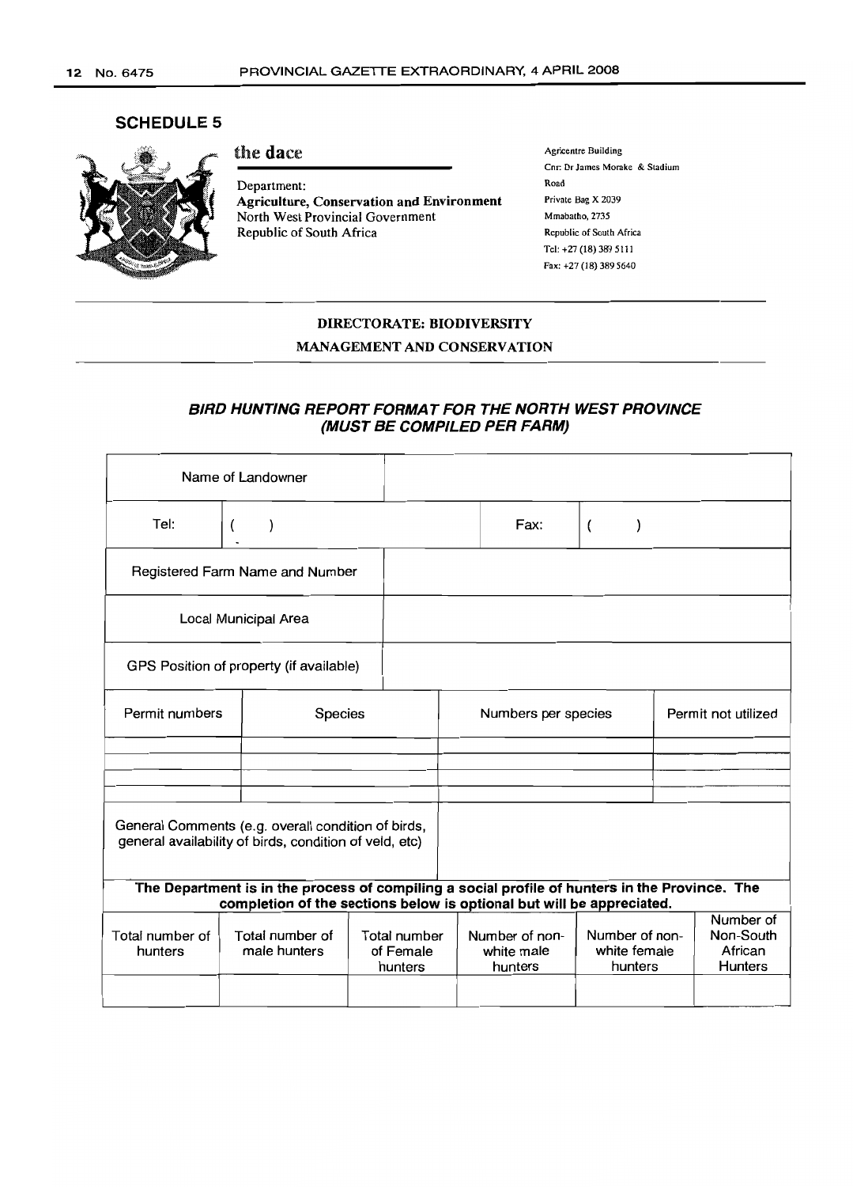## SCHEDULE 5

**the dace**

Department:
**Agriculture, Conservation and Environment**
North West Provincial Government
Republic of South Africa

Agricentre Building
Cnr: Dr James Moroka & Stadium Road
Private Bag X 2039
Mmabatho, 2735
Republic of South Africa
Tel: +27 (18) 389 5111
Fax: +27 (18) 389 5640

**DIRECTORATE: BIODIVERSITY MANAGEMENT AND CONSERVATION**

### *BIRD HUNTING REPORT FORMAT FOR THE NORTH WEST PROVINCE (MUST BE COMPILED PER FARM)*

| Name of Landowner | | | |
|---|---|---|---|
| Tel: ( ) | | Fax: ( ) | |
| Registered Farm Name and Number | | | |
| Local Municipal Area | | | |
| GPS Position of property (if available) | | | |

| Permit numbers | Species | Numbers per species | Permit not utilized |
|---|---|---|---|
| | | | |
| | | | |
| | | | |
| | | | |

| General Comments (e.g. overall condition of birds, general availability of birds, condition of veld, etc) | |
|---|---|

**The Department is in the process of compiling a social profile of hunters in the Province. The completion of the sections below is optional but will be appreciated.**

| Total number of hunters | Total number of male hunters | Total number of Female hunters | Number of non-white male hunters | Number of non-white female hunters | Number of Non-South African Hunters |
|---|---|---|---|---|---|
| | | | | | |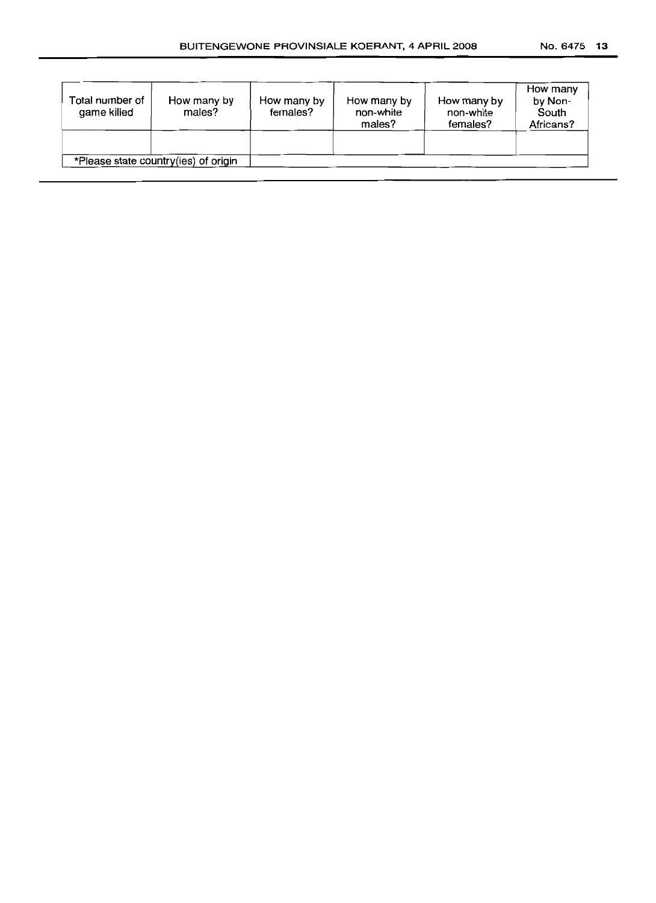| Total number of game killed | How many by males? | How many by females? | How many by non-white males? | How many by non-white females? | How many by Non-South Africans? |
| --- | --- | --- | --- | --- | --- |
| | | | | | |
| *Please state country(ies) of origin | | | | | |